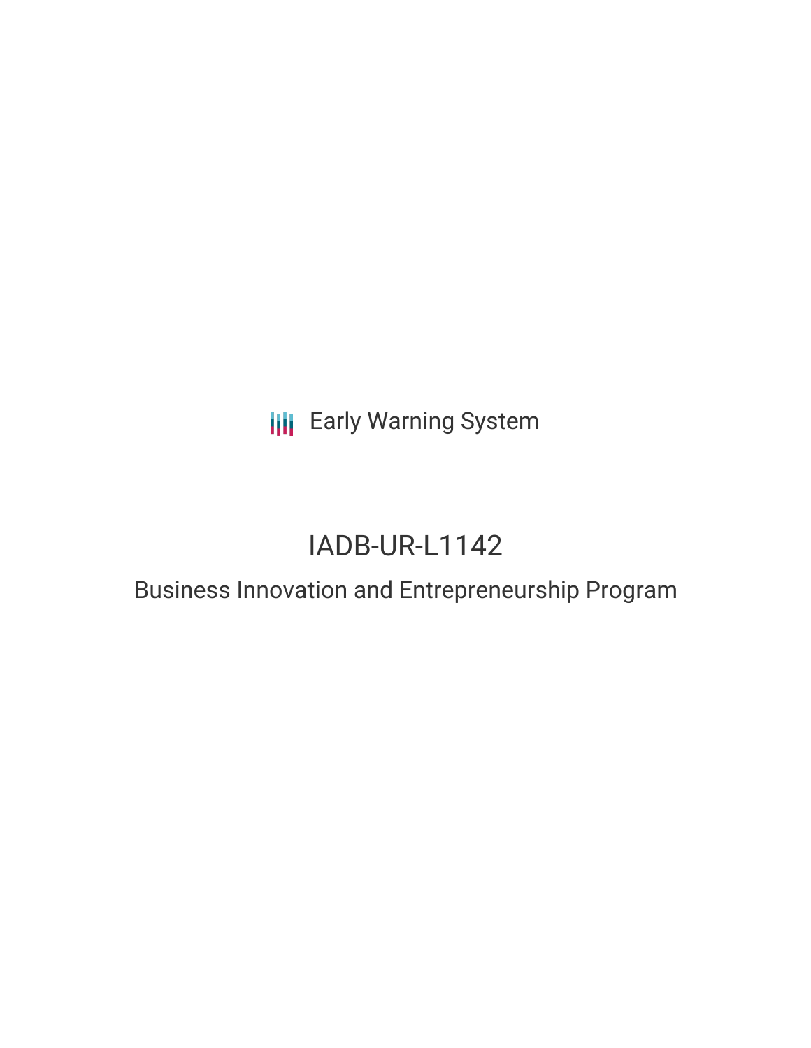Early Warning System

# IADB-UR-L1142

## Business Innovation and Entrepreneurship Program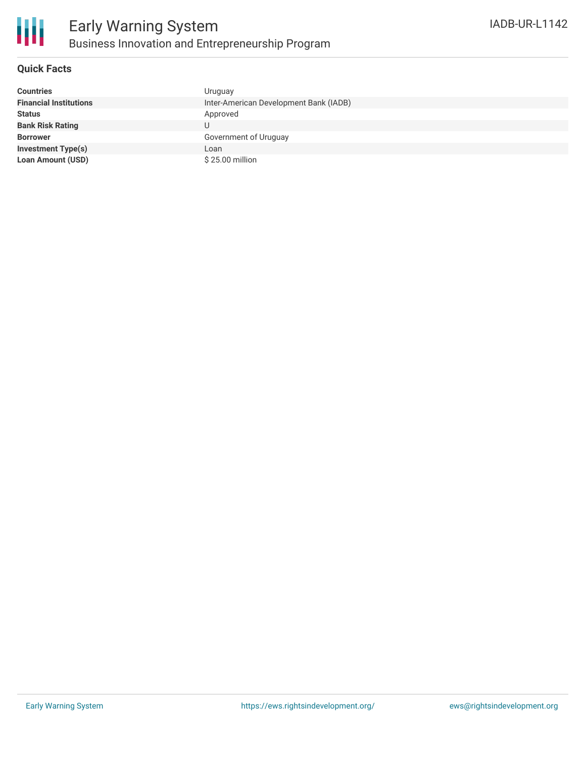# Early Warning System

## Business Innovation and Entrepreneurship Program

IADB-UR-L1142

### Quick Facts

| | |
|---|---|
| **Countries** | Uruguay |
| **Financial Institutions** | Inter-American Development Bank (IADB) |
| **Status** | Approved |
| **Bank Risk Rating** | U |
| **Borrower** | Government of Uruguay |
| **Investment Type(s)** | Loan |
| **Loan Amount (USD)** | $ 25.00 million |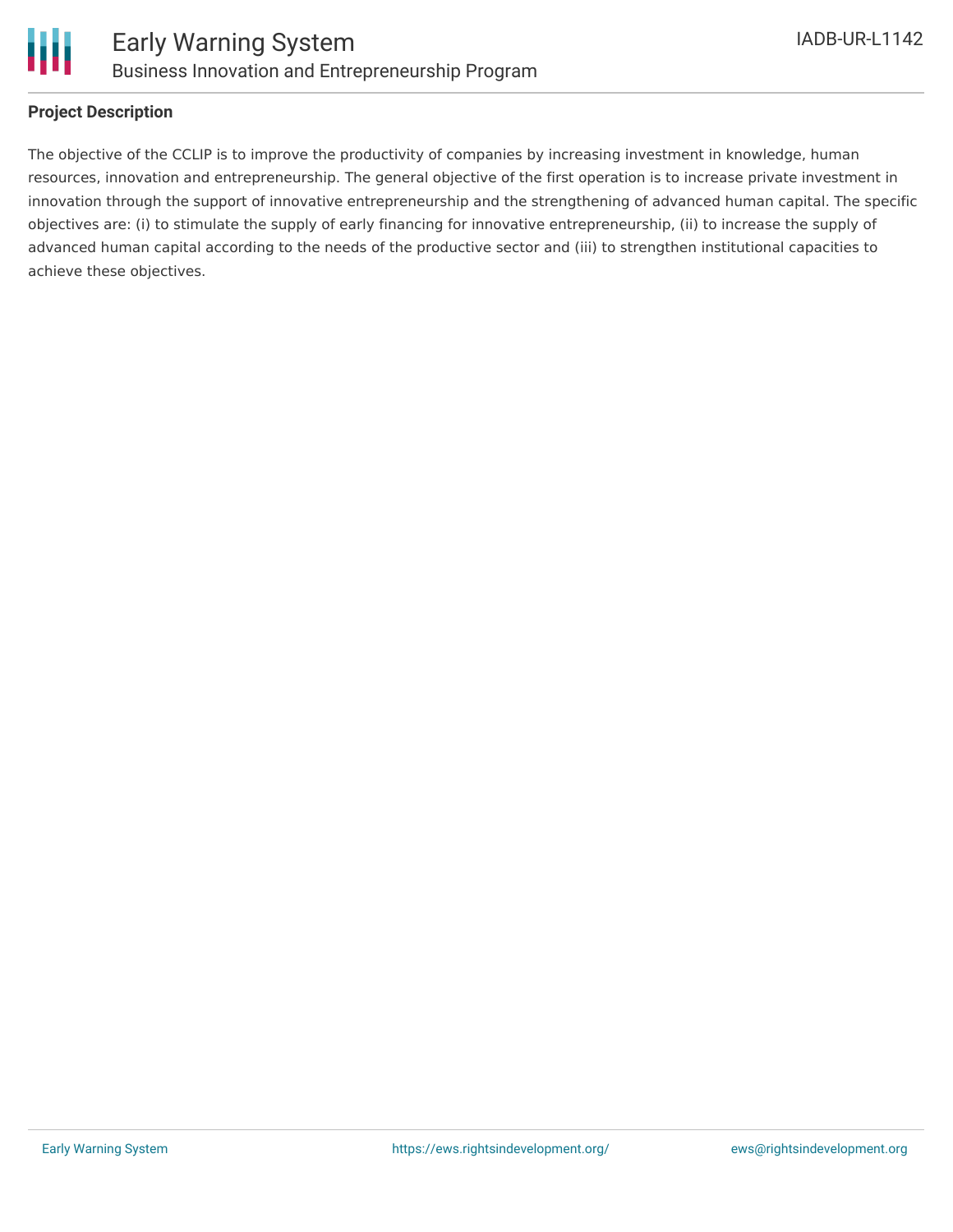## Project Description

The objective of the CCLIP is to improve the productivity of companies by increasing investment in knowledge, human resources, innovation and entrepreneurship. The general objective of the first operation is to increase private investment in innovation through the support of innovative entrepreneurship and the strengthening of advanced human capital. The specific objectives are: (i) to stimulate the supply of early financing for innovative entrepreneurship, (ii) to increase the supply of advanced human capital according to the needs of the productive sector and (iii) to strengthen institutional capacities to achieve these objectives.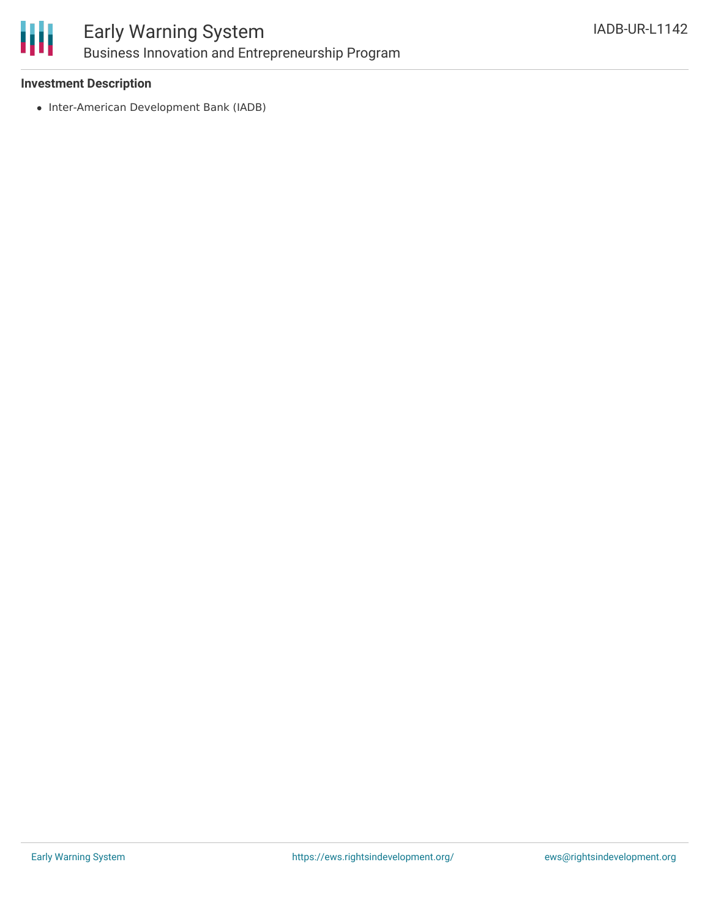**Investment Description**

- Inter-American Development Bank (IADB)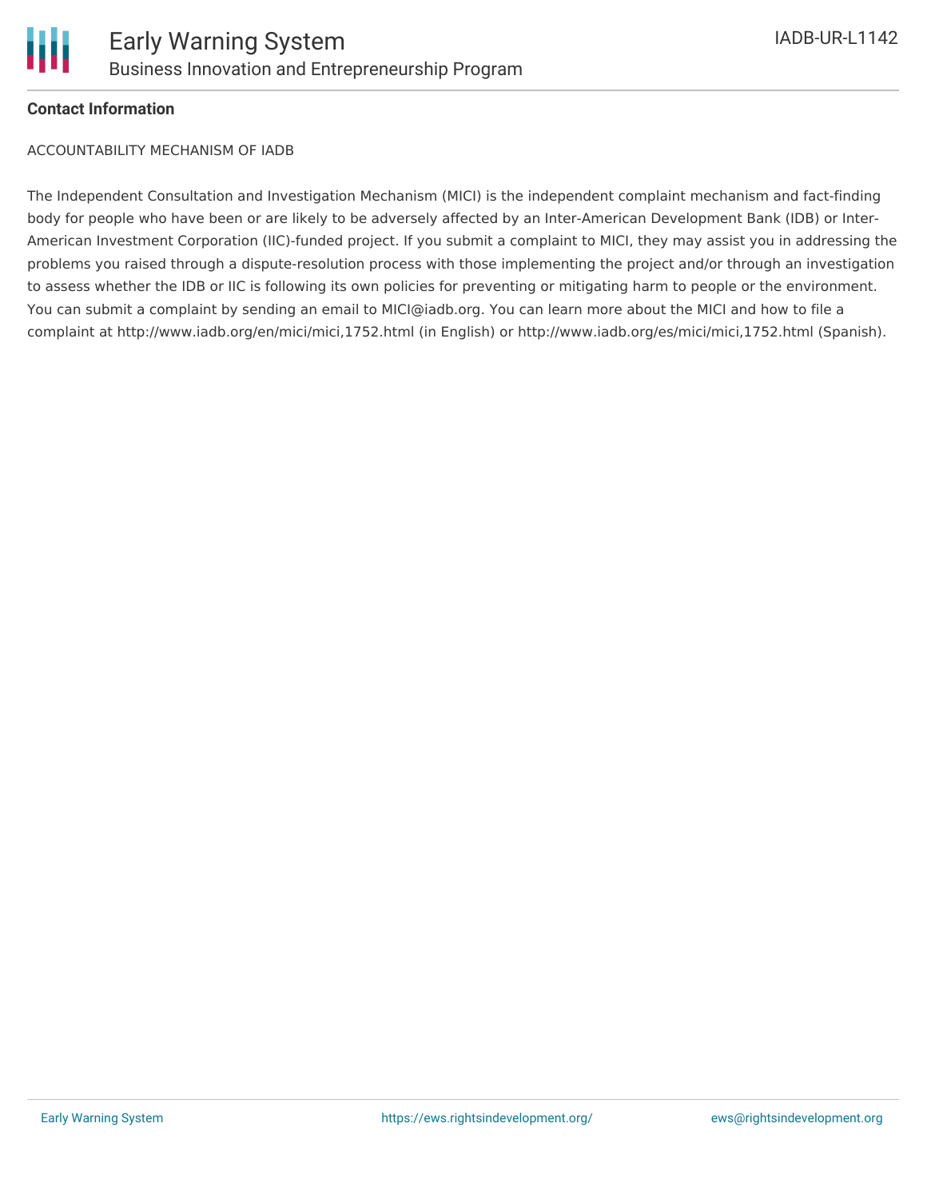**Contact Information**

ACCOUNTABILITY MECHANISM OF IADB

The Independent Consultation and Investigation Mechanism (MICI) is the independent complaint mechanism and fact-finding body for people who have been or are likely to be adversely affected by an Inter-American Development Bank (IDB) or Inter-American Investment Corporation (IIC)-funded project. If you submit a complaint to MICI, they may assist you in addressing the problems you raised through a dispute-resolution process with those implementing the project and/or through an investigation to assess whether the IDB or IIC is following its own policies for preventing or mitigating harm to people or the environment. You can submit a complaint by sending an email to MICI@iadb.org. You can learn more about the MICI and how to file a complaint at http://www.iadb.org/en/mici/mici,1752.html (in English) or http://www.iadb.org/es/mici/mici,1752.html (Spanish).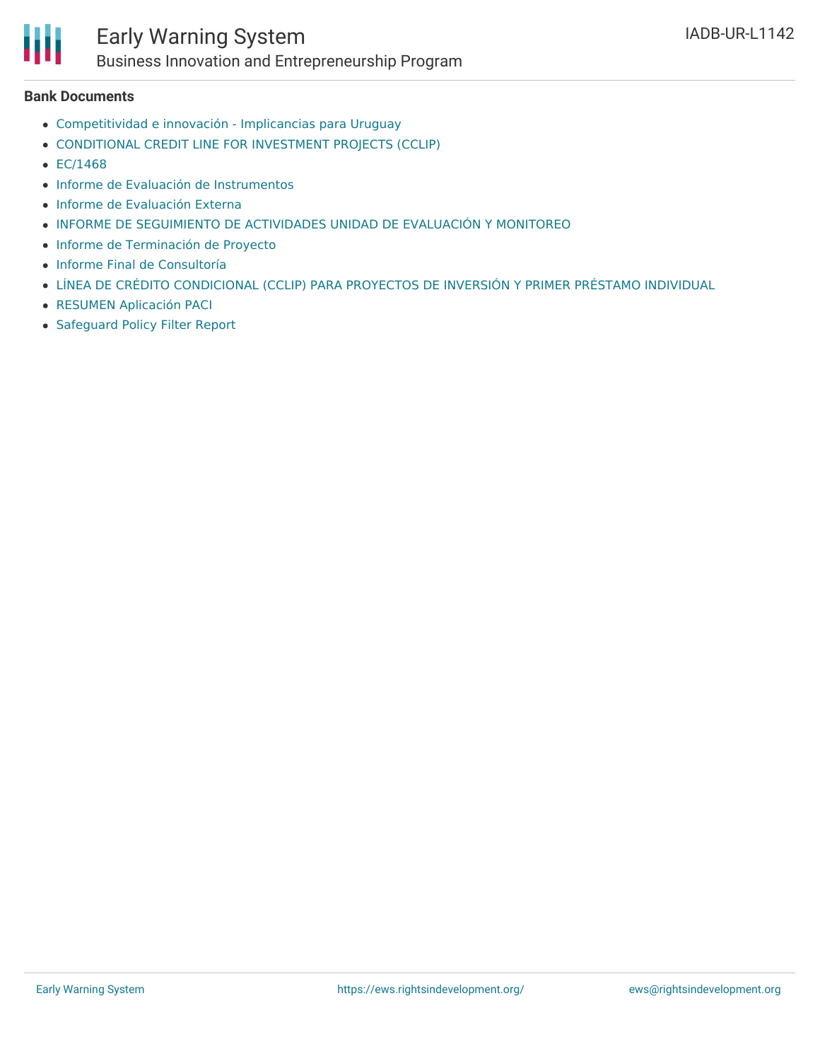**Bank Documents**

- Competitividad e innovación - Implicancias para Uruguay
- CONDITIONAL CREDIT LINE FOR INVESTMENT PROJECTS (CCLIP)
- EC/1468
- Informe de Evaluación de Instrumentos
- Informe de Evaluación Externa
- INFORME DE SEGUIMIENTO DE ACTIVIDADES UNIDAD DE EVALUACIÓN Y MONITOREO
- Informe de Terminación de Proyecto
- Informe Final de Consultoría
- LÍNEA DE CRÉDITO CONDICIONAL (CCLIP) PARA PROYECTOS DE INVERSIÓN Y PRIMER PRÉSTAMO INDIVIDUAL
- RESUMEN Aplicación PACI
- Safeguard Policy Filter Report